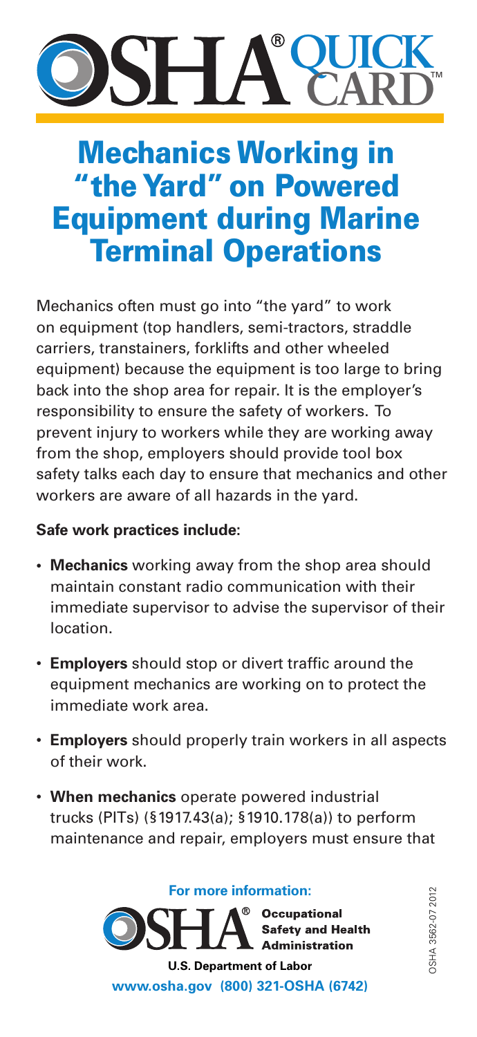# OSHA® QUICK CARD™

## Mechanics Working in "the Yard" on Powered Equipment during Marine Terminal Operations

Mechanics often must go into "the yard" to work on equipment (top handlers, semi-tractors, straddle carriers, transtainers, forklifts and other wheeled equipment) because the equipment is too large to bring back into the shop area for repair. It is the employer's responsibility to ensure the safety of workers. To prevent injury to workers while they are working away from the shop, employers should provide tool box safety talks each day to ensure that mechanics and other workers are aware of all hazards in the yard.

**Safe work practices include:**

- **Mechanics** working away from the shop area should maintain constant radio communication with their immediate supervisor to advise the supervisor of their location.
- **Employers** should stop or divert traffic around the equipment mechanics are working on to protect the immediate work area.
- **Employers** should properly train workers in all aspects of their work.
- **When mechanics** operate powered industrial trucks (PITs) (§1917.43(a); §1910.178(a)) to perform maintenance and repair, employers must ensure that

**For more information:**

OSHA® Occupational Safety and Health Administration

U.S. Department of Labor

www.osha.gov (800) 321-OSHA (6742)

OSHA 3562-07 2012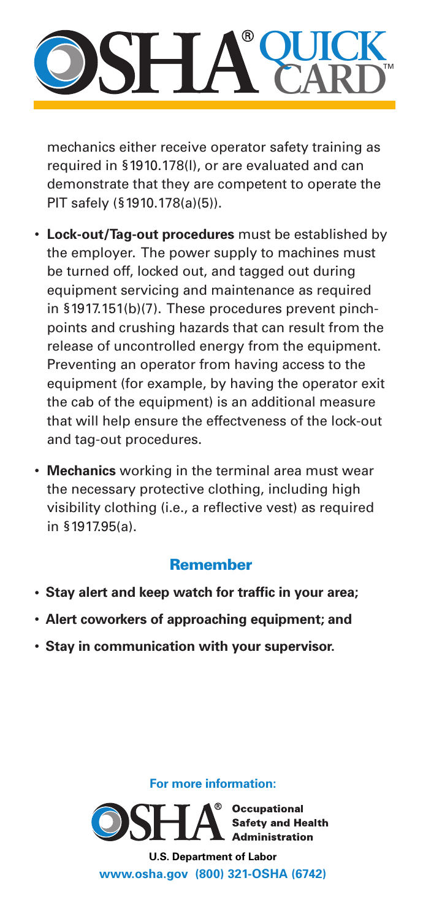mechanics either receive operator safety training as required in §1910.178(l), or are evaluated and can demonstrate that they are competent to operate the PIT safely (§1910.178(a)(5)).

- **Lock-out/Tag-out procedures** must be established by the employer. The power supply to machines must be turned off, locked out, and tagged out during equipment servicing and maintenance as required in §1917.151(b)(7). These procedures prevent pinch-points and crushing hazards that can result from the release of uncontrolled energy from the equipment. Preventing an operator from having access to the equipment (for example, by having the operator exit the cab of the equipment) is an additional measure that will help ensure the effectveness of the lock-out and tag-out procedures.
- **Mechanics** working in the terminal area must wear the necessary protective clothing, including high visibility clothing (i.e., a reflective vest) as required in §1917.95(a).

## Remember

- **Stay alert and keep watch for traffic in your area;**
- **Alert coworkers of approaching equipment; and**
- **Stay in communication with your supervisor.**

**For more information:**

OSHA® Occupational Safety and Health Administration

**U.S. Department of Labor**

**www.osha.gov (800) 321-OSHA (6742)**